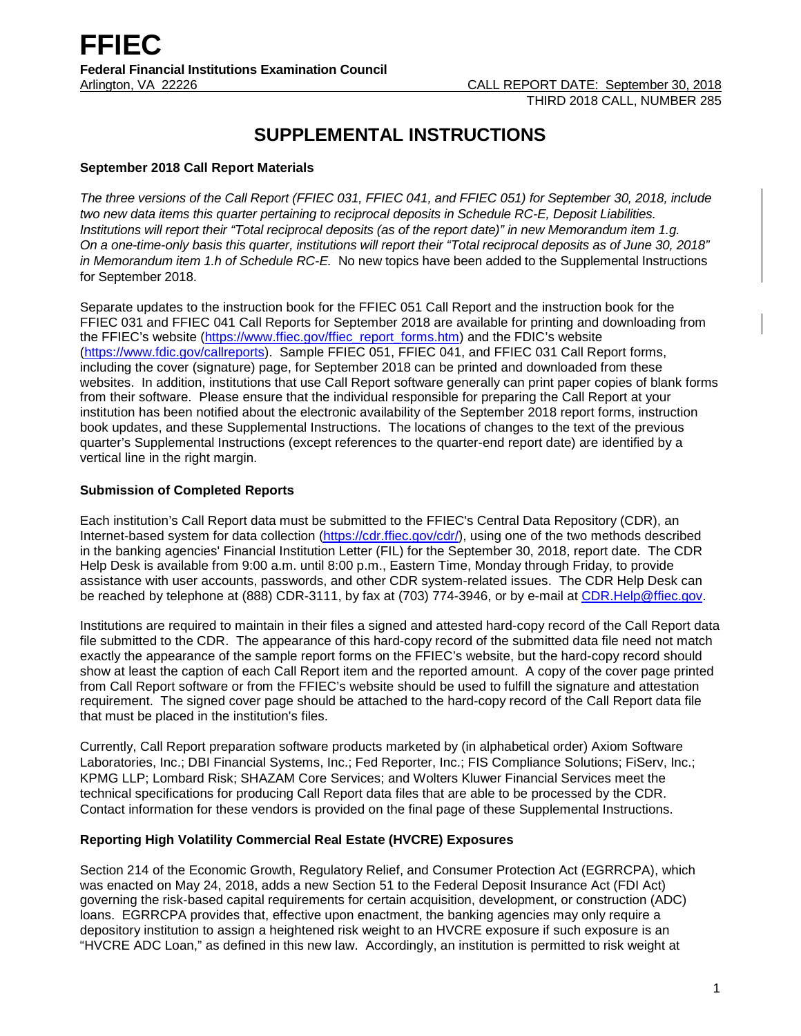# FFIEC

**Federal Financial Institutions Examination Council**

Arlington, VA 22226

CALL REPORT DATE: September 30, 2018

THIRD 2018 CALL, NUMBER 285

## SUPPLEMENTAL INSTRUCTIONS

### September 2018 Call Report Materials

*The three versions of the Call Report (FFIEC 031, FFIEC 041, and FFIEC 051) for September 30, 2018, include two new data items this quarter pertaining to reciprocal deposits in Schedule RC-E, Deposit Liabilities. Institutions will report their "Total reciprocal deposits (as of the report date)" in new Memorandum item 1.g. On a one-time-only basis this quarter, institutions will report their "Total reciprocal deposits as of June 30, 2018" in Memorandum item 1.h of Schedule RC-E.* No new topics have been added to the Supplemental Instructions for September 2018.

Separate updates to the instruction book for the FFIEC 051 Call Report and the instruction book for the FFIEC 031 and FFIEC 041 Call Reports for September 2018 are available for printing and downloading from the FFIEC's website (https://www.ffiec.gov/ffiec_report_forms.htm) and the FDIC's website (https://www.fdic.gov/callreports). Sample FFIEC 051, FFIEC 041, and FFIEC 031 Call Report forms, including the cover (signature) page, for September 2018 can be printed and downloaded from these websites. In addition, institutions that use Call Report software generally can print paper copies of blank forms from their software. Please ensure that the individual responsible for preparing the Call Report at your institution has been notified about the electronic availability of the September 2018 report forms, instruction book updates, and these Supplemental Instructions. The locations of changes to the text of the previous quarter's Supplemental Instructions (except references to the quarter-end report date) are identified by a vertical line in the right margin.

### Submission of Completed Reports

Each institution's Call Report data must be submitted to the FFIEC's Central Data Repository (CDR), an Internet-based system for data collection (https://cdr.ffiec.gov/cdr/), using one of the two methods described in the banking agencies' Financial Institution Letter (FIL) for the September 30, 2018, report date. The CDR Help Desk is available from 9:00 a.m. until 8:00 p.m., Eastern Time, Monday through Friday, to provide assistance with user accounts, passwords, and other CDR system-related issues. The CDR Help Desk can be reached by telephone at (888) CDR-3111, by fax at (703) 774-3946, or by e-mail at CDR.Help@ffiec.gov.

Institutions are required to maintain in their files a signed and attested hard-copy record of the Call Report data file submitted to the CDR. The appearance of this hard-copy record of the submitted data file need not match exactly the appearance of the sample report forms on the FFIEC's website, but the hard-copy record should show at least the caption of each Call Report item and the reported amount. A copy of the cover page printed from Call Report software or from the FFIEC's website should be used to fulfill the signature and attestation requirement. The signed cover page should be attached to the hard-copy record of the Call Report data file that must be placed in the institution's files.

Currently, Call Report preparation software products marketed by (in alphabetical order) Axiom Software Laboratories, Inc.; DBI Financial Systems, Inc.; Fed Reporter, Inc.; FIS Compliance Solutions; FiServ, Inc.; KPMG LLP; Lombard Risk; SHAZAM Core Services; and Wolters Kluwer Financial Services meet the technical specifications for producing Call Report data files that are able to be processed by the CDR. Contact information for these vendors is provided on the final page of these Supplemental Instructions.

### Reporting High Volatility Commercial Real Estate (HVCRE) Exposures

Section 214 of the Economic Growth, Regulatory Relief, and Consumer Protection Act (EGRRCPA), which was enacted on May 24, 2018, adds a new Section 51 to the Federal Deposit Insurance Act (FDI Act) governing the risk-based capital requirements for certain acquisition, development, or construction (ADC) loans. EGRRCPA provides that, effective upon enactment, the banking agencies may only require a depository institution to assign a heightened risk weight to an HVCRE exposure if such exposure is an "HVCRE ADC Loan," as defined in this new law. Accordingly, an institution is permitted to risk weight at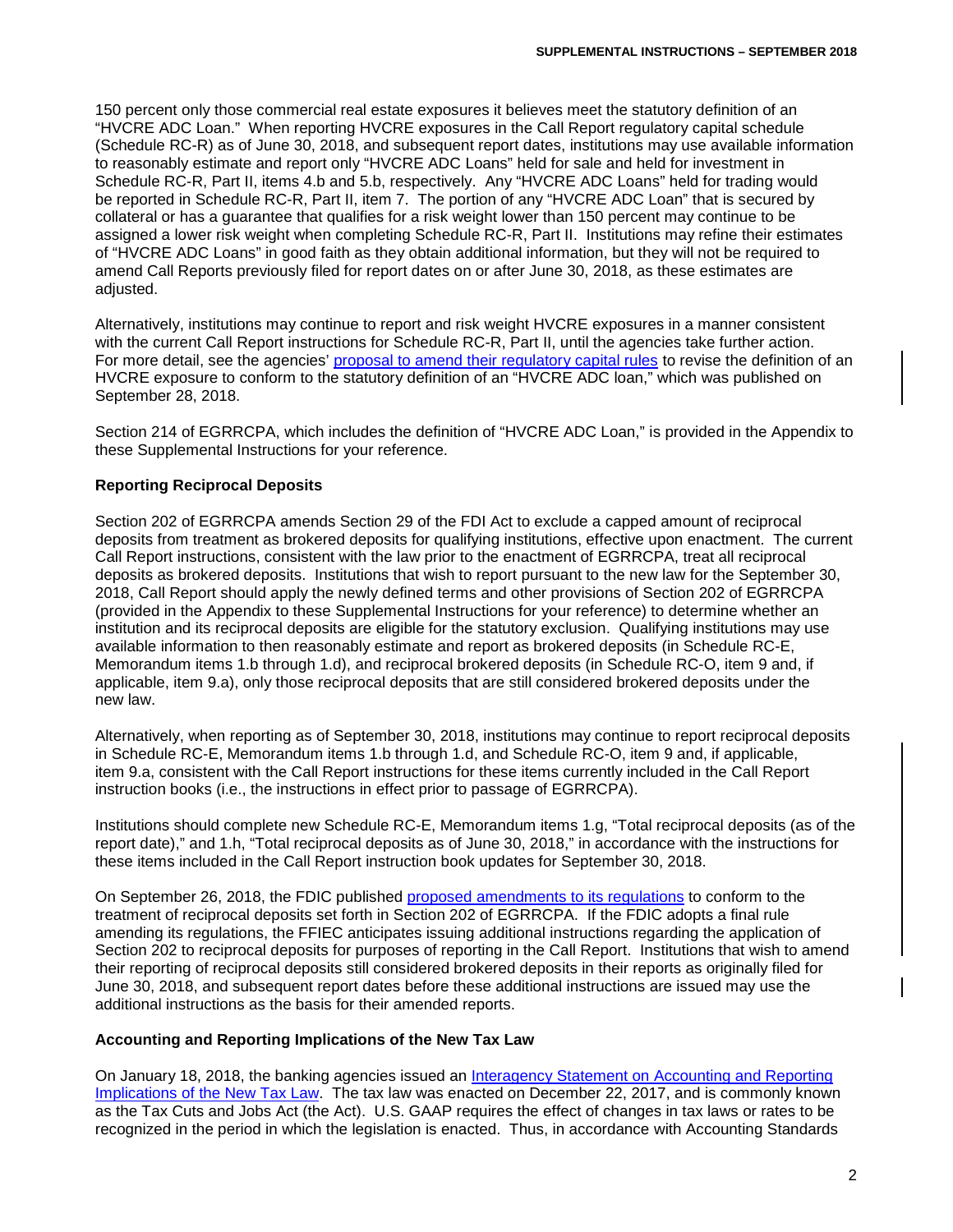150 percent only those commercial real estate exposures it believes meet the statutory definition of an "HVCRE ADC Loan." When reporting HVCRE exposures in the Call Report regulatory capital schedule (Schedule RC-R) as of June 30, 2018, and subsequent report dates, institutions may use available information to reasonably estimate and report only "HVCRE ADC Loans" held for sale and held for investment in Schedule RC-R, Part II, items 4.b and 5.b, respectively. Any "HVCRE ADC Loans" held for trading would be reported in Schedule RC-R, Part II, item 7. The portion of any "HVCRE ADC Loan" that is secured by collateral or has a guarantee that qualifies for a risk weight lower than 150 percent may continue to be assigned a lower risk weight when completing Schedule RC-R, Part II. Institutions may refine their estimates of "HVCRE ADC Loans" in good faith as they obtain additional information, but they will not be required to amend Call Reports previously filed for report dates on or after June 30, 2018, as these estimates are adjusted.

Alternatively, institutions may continue to report and risk weight HVCRE exposures in a manner consistent with the current Call Report instructions for Schedule RC-R, Part II, until the agencies take further action. For more detail, see the agencies' proposal to amend their regulatory capital rules to revise the definition of an HVCRE exposure to conform to the statutory definition of an "HVCRE ADC loan," which was published on September 28, 2018.

Section 214 of EGRRCPA, which includes the definition of "HVCRE ADC Loan," is provided in the Appendix to these Supplemental Instructions for your reference.

**Reporting Reciprocal Deposits**

Section 202 of EGRRCPA amends Section 29 of the FDI Act to exclude a capped amount of reciprocal deposits from treatment as brokered deposits for qualifying institutions, effective upon enactment. The current Call Report instructions, consistent with the law prior to the enactment of EGRRCPA, treat all reciprocal deposits as brokered deposits. Institutions that wish to report pursuant to the new law for the September 30, 2018, Call Report should apply the newly defined terms and other provisions of Section 202 of EGRRCPA (provided in the Appendix to these Supplemental Instructions for your reference) to determine whether an institution and its reciprocal deposits are eligible for the statutory exclusion. Qualifying institutions may use available information to then reasonably estimate and report as brokered deposits (in Schedule RC-E, Memorandum items 1.b through 1.d), and reciprocal brokered deposits (in Schedule RC-O, item 9 and, if applicable, item 9.a), only those reciprocal deposits that are still considered brokered deposits under the new law.

Alternatively, when reporting as of September 30, 2018, institutions may continue to report reciprocal deposits in Schedule RC-E, Memorandum items 1.b through 1.d, and Schedule RC-O, item 9 and, if applicable, item 9.a, consistent with the Call Report instructions for these items currently included in the Call Report instruction books (i.e., the instructions in effect prior to passage of EGRRCPA).

Institutions should complete new Schedule RC-E, Memorandum items 1.g, "Total reciprocal deposits (as of the report date)," and 1.h, "Total reciprocal deposits as of June 30, 2018," in accordance with the instructions for these items included in the Call Report instruction book updates for September 30, 2018.

On September 26, 2018, the FDIC published proposed amendments to its regulations to conform to the treatment of reciprocal deposits set forth in Section 202 of EGRRCPA. If the FDIC adopts a final rule amending its regulations, the FFIEC anticipates issuing additional instructions regarding the application of Section 202 to reciprocal deposits for purposes of reporting in the Call Report. Institutions that wish to amend their reporting of reciprocal deposits still considered brokered deposits in their reports as originally filed for June 30, 2018, and subsequent report dates before these additional instructions are issued may use the additional instructions as the basis for their amended reports.

**Accounting and Reporting Implications of the New Tax Law**

On January 18, 2018, the banking agencies issued an Interagency Statement on Accounting and Reporting Implications of the New Tax Law. The tax law was enacted on December 22, 2017, and is commonly known as the Tax Cuts and Jobs Act (the Act). U.S. GAAP requires the effect of changes in tax laws or rates to be recognized in the period in which the legislation is enacted. Thus, in accordance with Accounting Standards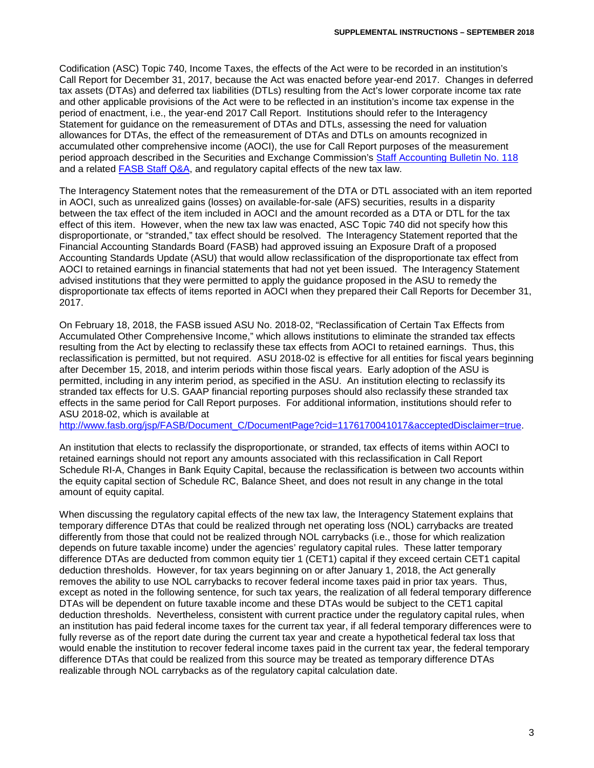Codification (ASC) Topic 740, Income Taxes, the effects of the Act were to be recorded in an institution's Call Report for December 31, 2017, because the Act was enacted before year-end 2017. Changes in deferred tax assets (DTAs) and deferred tax liabilities (DTLs) resulting from the Act's lower corporate income tax rate and other applicable provisions of the Act were to be reflected in an institution's income tax expense in the period of enactment, i.e., the year-end 2017 Call Report. Institutions should refer to the Interagency Statement for guidance on the remeasurement of DTAs and DTLs, assessing the need for valuation allowances for DTAs, the effect of the remeasurement of DTAs and DTLs on amounts recognized in accumulated other comprehensive income (AOCI), the use for Call Report purposes of the measurement period approach described in the Securities and Exchange Commission's Staff Accounting Bulletin No. 118 and a related FASB Staff Q&A, and regulatory capital effects of the new tax law.

The Interagency Statement notes that the remeasurement of the DTA or DTL associated with an item reported in AOCI, such as unrealized gains (losses) on available-for-sale (AFS) securities, results in a disparity between the tax effect of the item included in AOCI and the amount recorded as a DTA or DTL for the tax effect of this item. However, when the new tax law was enacted, ASC Topic 740 did not specify how this disproportionate, or "stranded," tax effect should be resolved. The Interagency Statement reported that the Financial Accounting Standards Board (FASB) had approved issuing an Exposure Draft of a proposed Accounting Standards Update (ASU) that would allow reclassification of the disproportionate tax effect from AOCI to retained earnings in financial statements that had not yet been issued. The Interagency Statement advised institutions that they were permitted to apply the guidance proposed in the ASU to remedy the disproportionate tax effects of items reported in AOCI when they prepared their Call Reports for December 31, 2017.

On February 18, 2018, the FASB issued ASU No. 2018-02, "Reclassification of Certain Tax Effects from Accumulated Other Comprehensive Income," which allows institutions to eliminate the stranded tax effects resulting from the Act by electing to reclassify these tax effects from AOCI to retained earnings. Thus, this reclassification is permitted, but not required. ASU 2018-02 is effective for all entities for fiscal years beginning after December 15, 2018, and interim periods within those fiscal years. Early adoption of the ASU is permitted, including in any interim period, as specified in the ASU. An institution electing to reclassify its stranded tax effects for U.S. GAAP financial reporting purposes should also reclassify these stranded tax effects in the same period for Call Report purposes. For additional information, institutions should refer to ASU 2018-02, which is available at http://www.fasb.org/jsp/FASB/Document_C/DocumentPage?cid=1176170041017&acceptedDisclaimer=true.

An institution that elects to reclassify the disproportionate, or stranded, tax effects of items within AOCI to retained earnings should not report any amounts associated with this reclassification in Call Report Schedule RI-A, Changes in Bank Equity Capital, because the reclassification is between two accounts within the equity capital section of Schedule RC, Balance Sheet, and does not result in any change in the total amount of equity capital.

When discussing the regulatory capital effects of the new tax law, the Interagency Statement explains that temporary difference DTAs that could be realized through net operating loss (NOL) carrybacks are treated differently from those that could not be realized through NOL carrybacks (i.e., those for which realization depends on future taxable income) under the agencies' regulatory capital rules. These latter temporary difference DTAs are deducted from common equity tier 1 (CET1) capital if they exceed certain CET1 capital deduction thresholds. However, for tax years beginning on or after January 1, 2018, the Act generally removes the ability to use NOL carrybacks to recover federal income taxes paid in prior tax years. Thus, except as noted in the following sentence, for such tax years, the realization of all federal temporary difference DTAs will be dependent on future taxable income and these DTAs would be subject to the CET1 capital deduction thresholds. Nevertheless, consistent with current practice under the regulatory capital rules, when an institution has paid federal income taxes for the current tax year, if all federal temporary differences were to fully reverse as of the report date during the current tax year and create a hypothetical federal tax loss that would enable the institution to recover federal income taxes paid in the current tax year, the federal temporary difference DTAs that could be realized from this source may be treated as temporary difference DTAs realizable through NOL carrybacks as of the regulatory capital calculation date.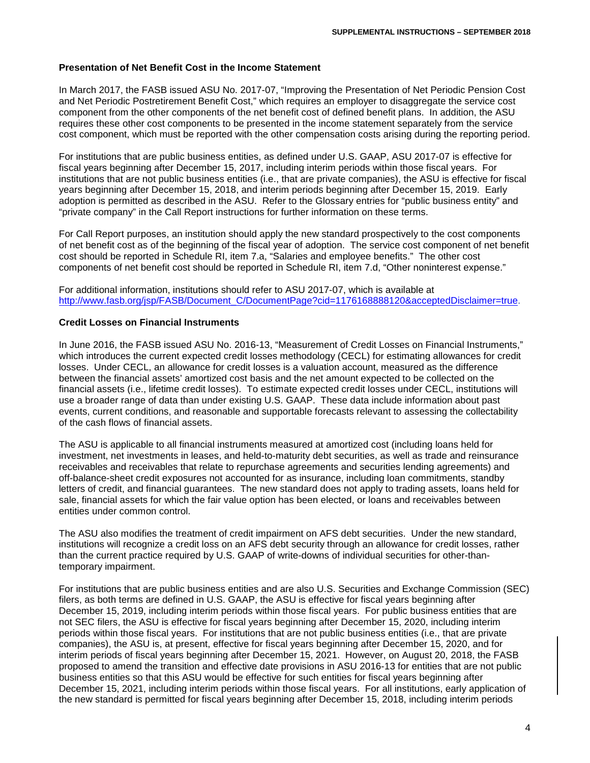### Presentation of Net Benefit Cost in the Income Statement

In March 2017, the FASB issued ASU No. 2017-07, "Improving the Presentation of Net Periodic Pension Cost and Net Periodic Postretirement Benefit Cost," which requires an employer to disaggregate the service cost component from the other components of the net benefit cost of defined benefit plans. In addition, the ASU requires these other cost components to be presented in the income statement separately from the service cost component, which must be reported with the other compensation costs arising during the reporting period.

For institutions that are public business entities, as defined under U.S. GAAP, ASU 2017-07 is effective for fiscal years beginning after December 15, 2017, including interim periods within those fiscal years. For institutions that are not public business entities (i.e., that are private companies), the ASU is effective for fiscal years beginning after December 15, 2018, and interim periods beginning after December 15, 2019. Early adoption is permitted as described in the ASU. Refer to the Glossary entries for "public business entity" and "private company" in the Call Report instructions for further information on these terms.

For Call Report purposes, an institution should apply the new standard prospectively to the cost components of net benefit cost as of the beginning of the fiscal year of adoption. The service cost component of net benefit cost should be reported in Schedule RI, item 7.a, "Salaries and employee benefits." The other cost components of net benefit cost should be reported in Schedule RI, item 7.d, "Other noninterest expense."

For additional information, institutions should refer to ASU 2017-07, which is available at [http://www.fasb.org/jsp/FASB/Document_C/DocumentPage?cid=1176168888120&acceptedDisclaimer=true](http://www.fasb.org/jsp/FASB/Document_C/DocumentPage?cid=1176168888120&acceptedDisclaimer=true).

### Credit Losses on Financial Instruments

In June 2016, the FASB issued ASU No. 2016-13, "Measurement of Credit Losses on Financial Instruments," which introduces the current expected credit losses methodology (CECL) for estimating allowances for credit losses. Under CECL, an allowance for credit losses is a valuation account, measured as the difference between the financial assets' amortized cost basis and the net amount expected to be collected on the financial assets (i.e., lifetime credit losses). To estimate expected credit losses under CECL, institutions will use a broader range of data than under existing U.S. GAAP. These data include information about past events, current conditions, and reasonable and supportable forecasts relevant to assessing the collectability of the cash flows of financial assets.

The ASU is applicable to all financial instruments measured at amortized cost (including loans held for investment, net investments in leases, and held-to-maturity debt securities, as well as trade and reinsurance receivables and receivables that relate to repurchase agreements and securities lending agreements) and off-balance-sheet credit exposures not accounted for as insurance, including loan commitments, standby letters of credit, and financial guarantees. The new standard does not apply to trading assets, loans held for sale, financial assets for which the fair value option has been elected, or loans and receivables between entities under common control.

The ASU also modifies the treatment of credit impairment on AFS debt securities. Under the new standard, institutions will recognize a credit loss on an AFS debt security through an allowance for credit losses, rather than the current practice required by U.S. GAAP of write-downs of individual securities for other-than-temporary impairment.

For institutions that are public business entities and are also U.S. Securities and Exchange Commission (SEC) filers, as both terms are defined in U.S. GAAP, the ASU is effective for fiscal years beginning after December 15, 2019, including interim periods within those fiscal years. For public business entities that are not SEC filers, the ASU is effective for fiscal years beginning after December 15, 2020, including interim periods within those fiscal years. For institutions that are not public business entities (i.e., that are private companies), the ASU is, at present, effective for fiscal years beginning after December 15, 2020, and for interim periods of fiscal years beginning after December 15, 2021. However, on August 20, 2018, the FASB proposed to amend the transition and effective date provisions in ASU 2016-13 for entities that are not public business entities so that this ASU would be effective for such entities for fiscal years beginning after December 15, 2021, including interim periods within those fiscal years. For all institutions, early application of the new standard is permitted for fiscal years beginning after December 15, 2018, including interim periods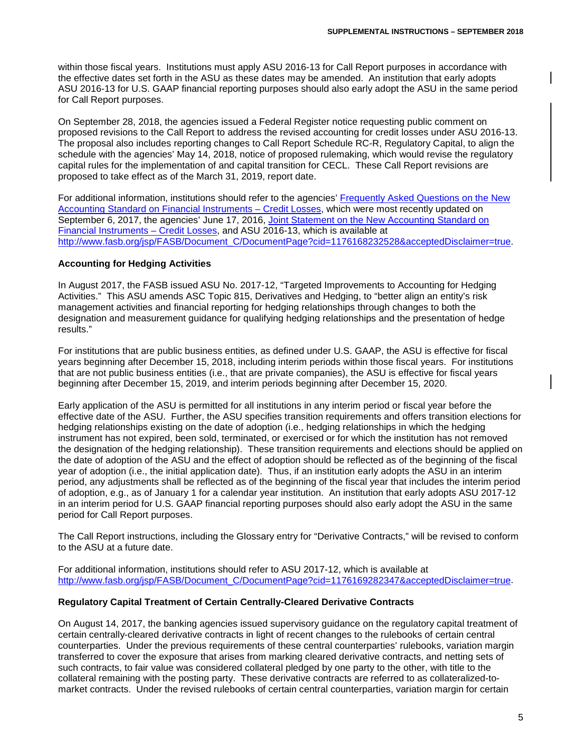within those fiscal years. Institutions must apply ASU 2016-13 for Call Report purposes in accordance with the effective dates set forth in the ASU as these dates may be amended. An institution that early adopts ASU 2016-13 for U.S. GAAP financial reporting purposes should also early adopt the ASU in the same period for Call Report purposes.

On September 28, 2018, the agencies issued a Federal Register notice requesting public comment on proposed revisions to the Call Report to address the revised accounting for credit losses under ASU 2016-13. The proposal also includes reporting changes to Call Report Schedule RC-R, Regulatory Capital, to align the schedule with the agencies' May 14, 2018, notice of proposed rulemaking, which would revise the regulatory capital rules for the implementation of and capital transition for CECL. These Call Report revisions are proposed to take effect as of the March 31, 2019, report date.

For additional information, institutions should refer to the agencies' [Frequently Asked Questions on the New Accounting Standard on Financial Instruments – Credit Losses](), which were most recently updated on September 6, 2017, the agencies' June 17, 2016, [Joint Statement on the New Accounting Standard on Financial Instruments – Credit Losses](), and ASU 2016-13, which is available at http://www.fasb.org/jsp/FASB/Document_C/DocumentPage?cid=1176168232528&acceptedDisclaimer=true.

**Accounting for Hedging Activities**

In August 2017, the FASB issued ASU No. 2017-12, "Targeted Improvements to Accounting for Hedging Activities." This ASU amends ASC Topic 815, Derivatives and Hedging, to "better align an entity's risk management activities and financial reporting for hedging relationships through changes to both the designation and measurement guidance for qualifying hedging relationships and the presentation of hedge results."

For institutions that are public business entities, as defined under U.S. GAAP, the ASU is effective for fiscal years beginning after December 15, 2018, including interim periods within those fiscal years. For institutions that are not public business entities (i.e., that are private companies), the ASU is effective for fiscal years beginning after December 15, 2019, and interim periods beginning after December 15, 2020.

Early application of the ASU is permitted for all institutions in any interim period or fiscal year before the effective date of the ASU. Further, the ASU specifies transition requirements and offers transition elections for hedging relationships existing on the date of adoption (i.e., hedging relationships in which the hedging instrument has not expired, been sold, terminated, or exercised or for which the institution has not removed the designation of the hedging relationship). These transition requirements and elections should be applied on the date of adoption of the ASU and the effect of adoption should be reflected as of the beginning of the fiscal year of adoption (i.e., the initial application date). Thus, if an institution early adopts the ASU in an interim period, any adjustments shall be reflected as of the beginning of the fiscal year that includes the interim period of adoption, e.g., as of January 1 for a calendar year institution. An institution that early adopts ASU 2017-12 in an interim period for U.S. GAAP financial reporting purposes should also early adopt the ASU in the same period for Call Report purposes.

The Call Report instructions, including the Glossary entry for "Derivative Contracts," will be revised to conform to the ASU at a future date.

For additional information, institutions should refer to ASU 2017-12, which is available at http://www.fasb.org/jsp/FASB/Document_C/DocumentPage?cid=1176169282347&acceptedDisclaimer=true.

**Regulatory Capital Treatment of Certain Centrally-Cleared Derivative Contracts**

On August 14, 2017, the banking agencies issued supervisory guidance on the regulatory capital treatment of certain centrally-cleared derivative contracts in light of recent changes to the rulebooks of certain central counterparties. Under the previous requirements of these central counterparties' rulebooks, variation margin transferred to cover the exposure that arises from marking cleared derivative contracts, and netting sets of such contracts, to fair value was considered collateral pledged by one party to the other, with title to the collateral remaining with the posting party. These derivative contracts are referred to as collateralized-to-market contracts. Under the revised rulebooks of certain central counterparties, variation margin for certain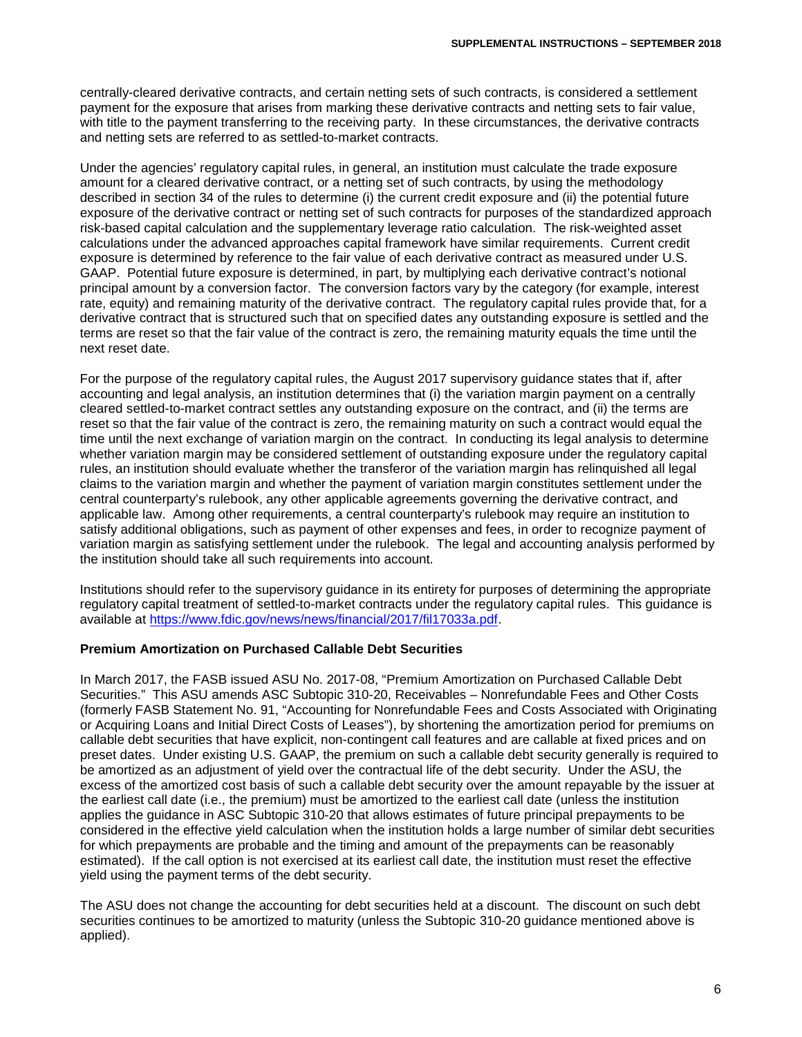centrally-cleared derivative contracts, and certain netting sets of such contracts, is considered a settlement payment for the exposure that arises from marking these derivative contracts and netting sets to fair value, with title to the payment transferring to the receiving party. In these circumstances, the derivative contracts and netting sets are referred to as settled-to-market contracts.

Under the agencies' regulatory capital rules, in general, an institution must calculate the trade exposure amount for a cleared derivative contract, or a netting set of such contracts, by using the methodology described in section 34 of the rules to determine (i) the current credit exposure and (ii) the potential future exposure of the derivative contract or netting set of such contracts for purposes of the standardized approach risk-based capital calculation and the supplementary leverage ratio calculation. The risk-weighted asset calculations under the advanced approaches capital framework have similar requirements. Current credit exposure is determined by reference to the fair value of each derivative contract as measured under U.S. GAAP. Potential future exposure is determined, in part, by multiplying each derivative contract's notional principal amount by a conversion factor. The conversion factors vary by the category (for example, interest rate, equity) and remaining maturity of the derivative contract. The regulatory capital rules provide that, for a derivative contract that is structured such that on specified dates any outstanding exposure is settled and the terms are reset so that the fair value of the contract is zero, the remaining maturity equals the time until the next reset date.

For the purpose of the regulatory capital rules, the August 2017 supervisory guidance states that if, after accounting and legal analysis, an institution determines that (i) the variation margin payment on a centrally cleared settled-to-market contract settles any outstanding exposure on the contract, and (ii) the terms are reset so that the fair value of the contract is zero, the remaining maturity on such a contract would equal the time until the next exchange of variation margin on the contract. In conducting its legal analysis to determine whether variation margin may be considered settlement of outstanding exposure under the regulatory capital rules, an institution should evaluate whether the transferor of the variation margin has relinquished all legal claims to the variation margin and whether the payment of variation margin constitutes settlement under the central counterparty's rulebook, any other applicable agreements governing the derivative contract, and applicable law. Among other requirements, a central counterparty's rulebook may require an institution to satisfy additional obligations, such as payment of other expenses and fees, in order to recognize payment of variation margin as satisfying settlement under the rulebook. The legal and accounting analysis performed by the institution should take all such requirements into account.

Institutions should refer to the supervisory guidance in its entirety for purposes of determining the appropriate regulatory capital treatment of settled-to-market contracts under the regulatory capital rules. This guidance is available at https://www.fdic.gov/news/news/financial/2017/fil17033a.pdf.

**Premium Amortization on Purchased Callable Debt Securities**

In March 2017, the FASB issued ASU No. 2017-08, "Premium Amortization on Purchased Callable Debt Securities." This ASU amends ASC Subtopic 310-20, Receivables – Nonrefundable Fees and Other Costs (formerly FASB Statement No. 91, "Accounting for Nonrefundable Fees and Costs Associated with Originating or Acquiring Loans and Initial Direct Costs of Leases"), by shortening the amortization period for premiums on callable debt securities that have explicit, non-contingent call features and are callable at fixed prices and on preset dates. Under existing U.S. GAAP, the premium on such a callable debt security generally is required to be amortized as an adjustment of yield over the contractual life of the debt security. Under the ASU, the excess of the amortized cost basis of such a callable debt security over the amount repayable by the issuer at the earliest call date (i.e., the premium) must be amortized to the earliest call date (unless the institution applies the guidance in ASC Subtopic 310-20 that allows estimates of future principal prepayments to be considered in the effective yield calculation when the institution holds a large number of similar debt securities for which prepayments are probable and the timing and amount of the prepayments can be reasonably estimated). If the call option is not exercised at its earliest call date, the institution must reset the effective yield using the payment terms of the debt security.

The ASU does not change the accounting for debt securities held at a discount. The discount on such debt securities continues to be amortized to maturity (unless the Subtopic 310-20 guidance mentioned above is applied).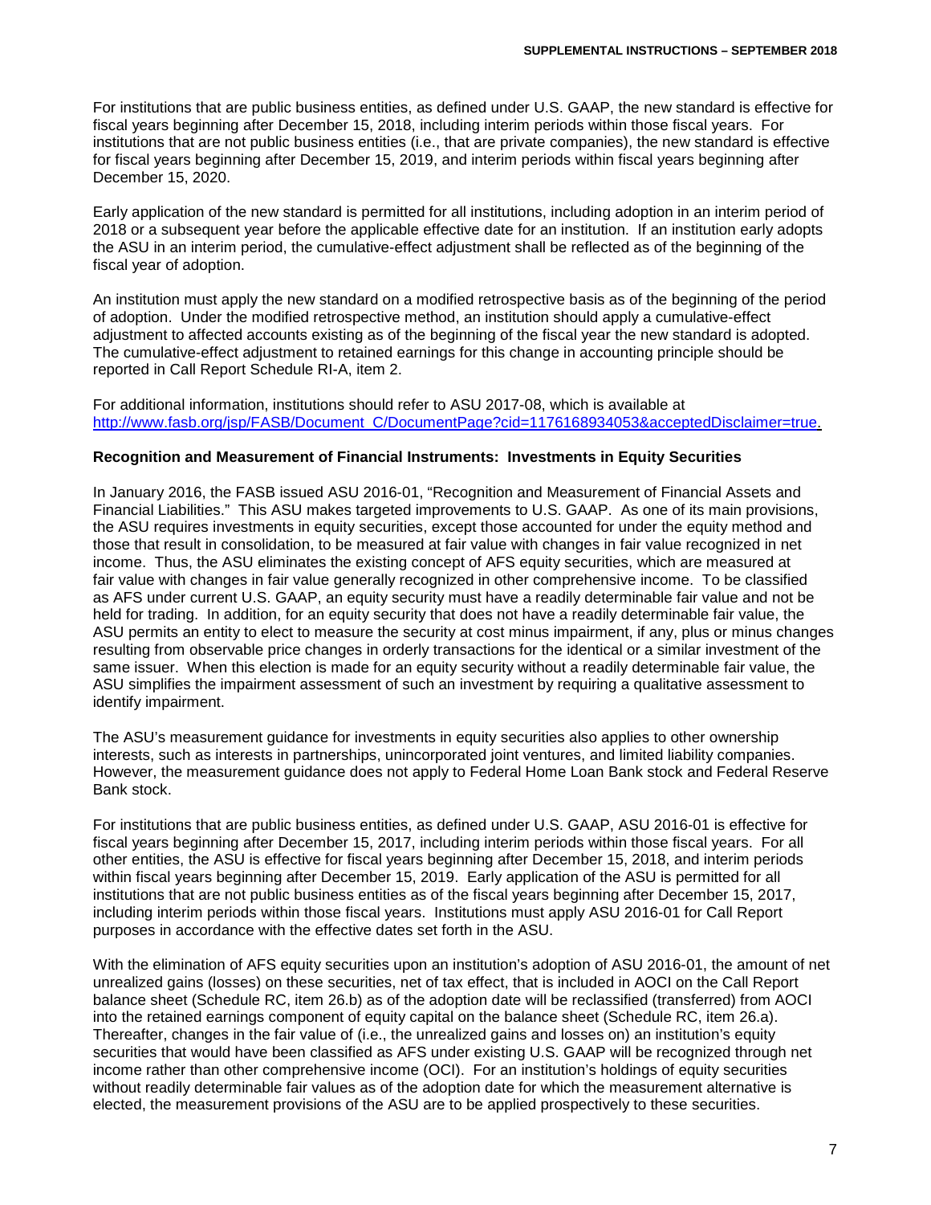For institutions that are public business entities, as defined under U.S. GAAP, the new standard is effective for fiscal years beginning after December 15, 2018, including interim periods within those fiscal years. For institutions that are not public business entities (i.e., that are private companies), the new standard is effective for fiscal years beginning after December 15, 2019, and interim periods within fiscal years beginning after December 15, 2020.

Early application of the new standard is permitted for all institutions, including adoption in an interim period of 2018 or a subsequent year before the applicable effective date for an institution. If an institution early adopts the ASU in an interim period, the cumulative-effect adjustment shall be reflected as of the beginning of the fiscal year of adoption.

An institution must apply the new standard on a modified retrospective basis as of the beginning of the period of adoption. Under the modified retrospective method, an institution should apply a cumulative-effect adjustment to affected accounts existing as of the beginning of the fiscal year the new standard is adopted. The cumulative-effect adjustment to retained earnings for this change in accounting principle should be reported in Call Report Schedule RI-A, item 2.

For additional information, institutions should refer to ASU 2017-08, which is available at [http://www.fasb.org/jsp/FASB/Document_C/DocumentPage?cid=1176168934053&acceptedDisclaimer=true](http://www.fasb.org/jsp/FASB/Document_C/DocumentPage?cid=1176168934053&acceptedDisclaimer=true).

**Recognition and Measurement of Financial Instruments: Investments in Equity Securities**

In January 2016, the FASB issued ASU 2016-01, "Recognition and Measurement of Financial Assets and Financial Liabilities." This ASU makes targeted improvements to U.S. GAAP. As one of its main provisions, the ASU requires investments in equity securities, except those accounted for under the equity method and those that result in consolidation, to be measured at fair value with changes in fair value recognized in net income. Thus, the ASU eliminates the existing concept of AFS equity securities, which are measured at fair value with changes in fair value generally recognized in other comprehensive income. To be classified as AFS under current U.S. GAAP, an equity security must have a readily determinable fair value and not be held for trading. In addition, for an equity security that does not have a readily determinable fair value, the ASU permits an entity to elect to measure the security at cost minus impairment, if any, plus or minus changes resulting from observable price changes in orderly transactions for the identical or a similar investment of the same issuer. When this election is made for an equity security without a readily determinable fair value, the ASU simplifies the impairment assessment of such an investment by requiring a qualitative assessment to identify impairment.

The ASU's measurement guidance for investments in equity securities also applies to other ownership interests, such as interests in partnerships, unincorporated joint ventures, and limited liability companies. However, the measurement guidance does not apply to Federal Home Loan Bank stock and Federal Reserve Bank stock.

For institutions that are public business entities, as defined under U.S. GAAP, ASU 2016-01 is effective for fiscal years beginning after December 15, 2017, including interim periods within those fiscal years. For all other entities, the ASU is effective for fiscal years beginning after December 15, 2018, and interim periods within fiscal years beginning after December 15, 2019. Early application of the ASU is permitted for all institutions that are not public business entities as of the fiscal years beginning after December 15, 2017, including interim periods within those fiscal years. Institutions must apply ASU 2016-01 for Call Report purposes in accordance with the effective dates set forth in the ASU.

With the elimination of AFS equity securities upon an institution's adoption of ASU 2016-01, the amount of net unrealized gains (losses) on these securities, net of tax effect, that is included in AOCI on the Call Report balance sheet (Schedule RC, item 26.b) as of the adoption date will be reclassified (transferred) from AOCI into the retained earnings component of equity capital on the balance sheet (Schedule RC, item 26.a). Thereafter, changes in the fair value of (i.e., the unrealized gains and losses on) an institution's equity securities that would have been classified as AFS under existing U.S. GAAP will be recognized through net income rather than other comprehensive income (OCI). For an institution's holdings of equity securities without readily determinable fair values as of the adoption date for which the measurement alternative is elected, the measurement provisions of the ASU are to be applied prospectively to these securities.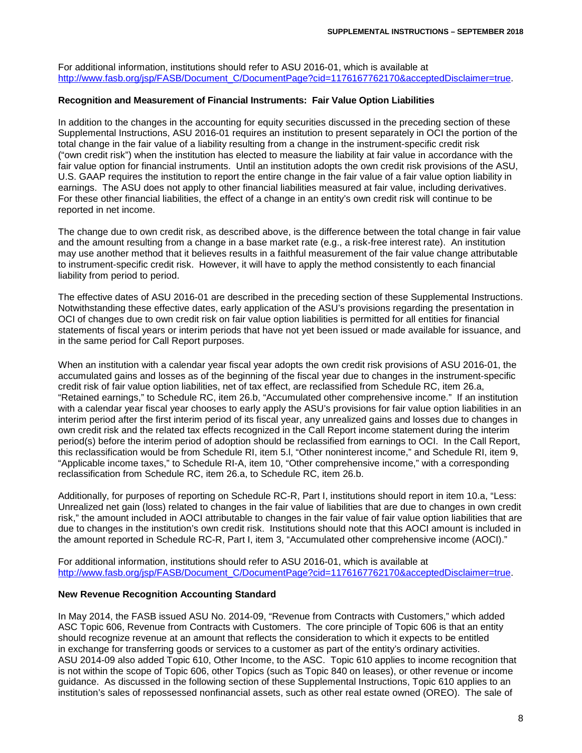For additional information, institutions should refer to ASU 2016-01, which is available at http://www.fasb.org/jsp/FASB/Document_C/DocumentPage?cid=1176167762170&acceptedDisclaimer=true.

**Recognition and Measurement of Financial Instruments: Fair Value Option Liabilities**

In addition to the changes in the accounting for equity securities discussed in the preceding section of these Supplemental Instructions, ASU 2016-01 requires an institution to present separately in OCI the portion of the total change in the fair value of a liability resulting from a change in the instrument-specific credit risk ("own credit risk") when the institution has elected to measure the liability at fair value in accordance with the fair value option for financial instruments. Until an institution adopts the own credit risk provisions of the ASU, U.S. GAAP requires the institution to report the entire change in the fair value of a fair value option liability in earnings. The ASU does not apply to other financial liabilities measured at fair value, including derivatives. For these other financial liabilities, the effect of a change in an entity's own credit risk will continue to be reported in net income.

The change due to own credit risk, as described above, is the difference between the total change in fair value and the amount resulting from a change in a base market rate (e.g., a risk-free interest rate). An institution may use another method that it believes results in a faithful measurement of the fair value change attributable to instrument-specific credit risk. However, it will have to apply the method consistently to each financial liability from period to period.

The effective dates of ASU 2016-01 are described in the preceding section of these Supplemental Instructions. Notwithstanding these effective dates, early application of the ASU's provisions regarding the presentation in OCI of changes due to own credit risk on fair value option liabilities is permitted for all entities for financial statements of fiscal years or interim periods that have not yet been issued or made available for issuance, and in the same period for Call Report purposes.

When an institution with a calendar year fiscal year adopts the own credit risk provisions of ASU 2016-01, the accumulated gains and losses as of the beginning of the fiscal year due to changes in the instrument-specific credit risk of fair value option liabilities, net of tax effect, are reclassified from Schedule RC, item 26.a, "Retained earnings," to Schedule RC, item 26.b, "Accumulated other comprehensive income." If an institution with a calendar year fiscal year chooses to early apply the ASU's provisions for fair value option liabilities in an interim period after the first interim period of its fiscal year, any unrealized gains and losses due to changes in own credit risk and the related tax effects recognized in the Call Report income statement during the interim period(s) before the interim period of adoption should be reclassified from earnings to OCI. In the Call Report, this reclassification would be from Schedule RI, item 5.l, "Other noninterest income," and Schedule RI, item 9, "Applicable income taxes," to Schedule RI-A, item 10, "Other comprehensive income," with a corresponding reclassification from Schedule RC, item 26.a, to Schedule RC, item 26.b.

Additionally, for purposes of reporting on Schedule RC-R, Part I, institutions should report in item 10.a, "Less: Unrealized net gain (loss) related to changes in the fair value of liabilities that are due to changes in own credit risk," the amount included in AOCI attributable to changes in the fair value of fair value option liabilities that are due to changes in the institution's own credit risk. Institutions should note that this AOCI amount is included in the amount reported in Schedule RC-R, Part I, item 3, "Accumulated other comprehensive income (AOCI)."

For additional information, institutions should refer to ASU 2016-01, which is available at http://www.fasb.org/jsp/FASB/Document_C/DocumentPage?cid=1176167762170&acceptedDisclaimer=true.

**New Revenue Recognition Accounting Standard**

In May 2014, the FASB issued ASU No. 2014-09, "Revenue from Contracts with Customers," which added ASC Topic 606, Revenue from Contracts with Customers. The core principle of Topic 606 is that an entity should recognize revenue at an amount that reflects the consideration to which it expects to be entitled in exchange for transferring goods or services to a customer as part of the entity's ordinary activities. ASU 2014-09 also added Topic 610, Other Income, to the ASC. Topic 610 applies to income recognition that is not within the scope of Topic 606, other Topics (such as Topic 840 on leases), or other revenue or income guidance. As discussed in the following section of these Supplemental Instructions, Topic 610 applies to an institution's sales of repossessed nonfinancial assets, such as other real estate owned (OREO). The sale of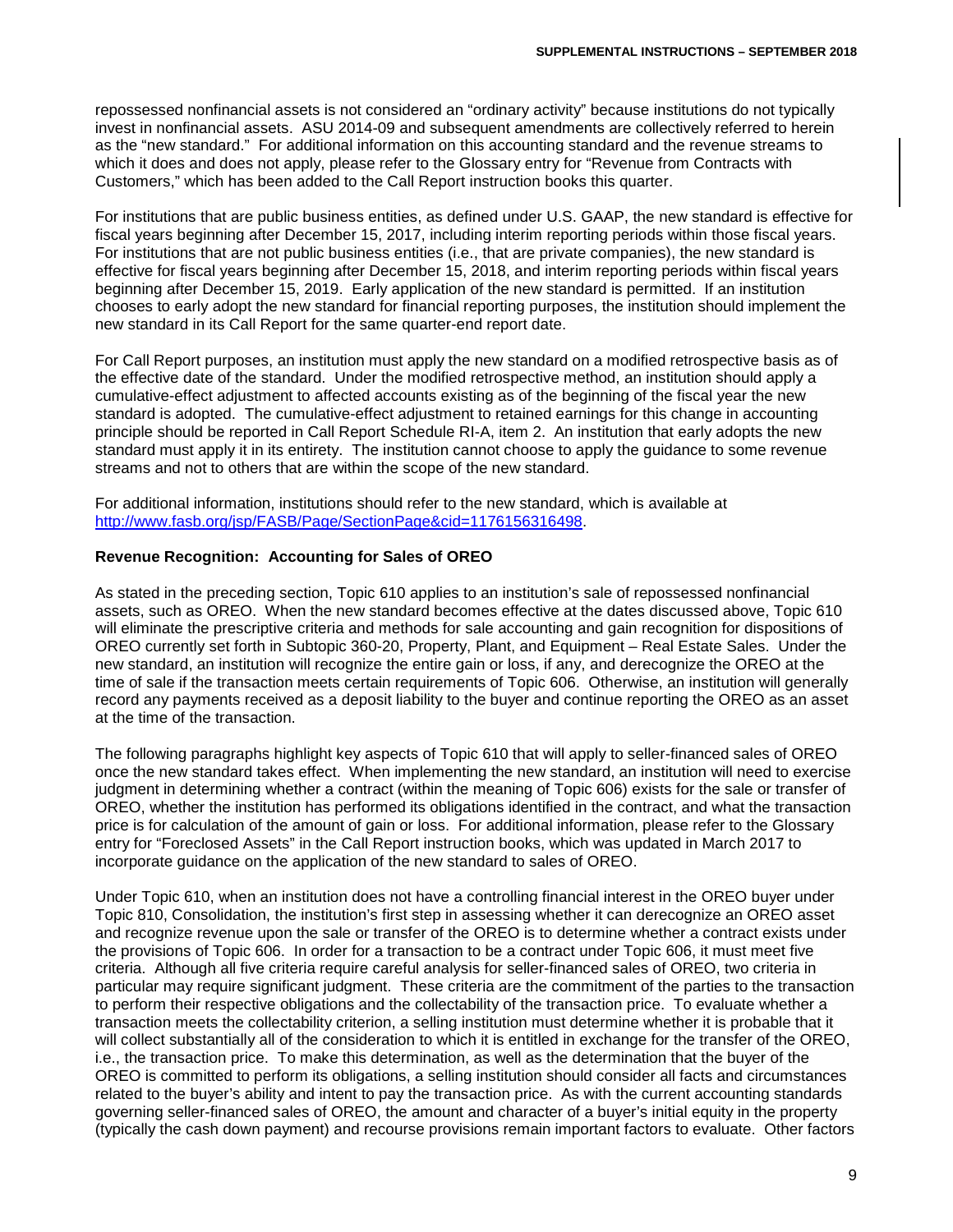repossessed nonfinancial assets is not considered an "ordinary activity" because institutions do not typically invest in nonfinancial assets. ASU 2014-09 and subsequent amendments are collectively referred to herein as the "new standard." For additional information on this accounting standard and the revenue streams to which it does and does not apply, please refer to the Glossary entry for "Revenue from Contracts with Customers," which has been added to the Call Report instruction books this quarter.

For institutions that are public business entities, as defined under U.S. GAAP, the new standard is effective for fiscal years beginning after December 15, 2017, including interim reporting periods within those fiscal years. For institutions that are not public business entities (i.e., that are private companies), the new standard is effective for fiscal years beginning after December 15, 2018, and interim reporting periods within fiscal years beginning after December 15, 2019. Early application of the new standard is permitted. If an institution chooses to early adopt the new standard for financial reporting purposes, the institution should implement the new standard in its Call Report for the same quarter-end report date.

For Call Report purposes, an institution must apply the new standard on a modified retrospective basis as of the effective date of the standard. Under the modified retrospective method, an institution should apply a cumulative-effect adjustment to affected accounts existing as of the beginning of the fiscal year the new standard is adopted. The cumulative-effect adjustment to retained earnings for this change in accounting principle should be reported in Call Report Schedule RI-A, item 2. An institution that early adopts the new standard must apply it in its entirety. The institution cannot choose to apply the guidance to some revenue streams and not to others that are within the scope of the new standard.

For additional information, institutions should refer to the new standard, which is available at http://www.fasb.org/jsp/FASB/Page/SectionPage&cid=1176156316498.

**Revenue Recognition: Accounting for Sales of OREO**

As stated in the preceding section, Topic 610 applies to an institution's sale of repossessed nonfinancial assets, such as OREO. When the new standard becomes effective at the dates discussed above, Topic 610 will eliminate the prescriptive criteria and methods for sale accounting and gain recognition for dispositions of OREO currently set forth in Subtopic 360-20, Property, Plant, and Equipment – Real Estate Sales. Under the new standard, an institution will recognize the entire gain or loss, if any, and derecognize the OREO at the time of sale if the transaction meets certain requirements of Topic 606. Otherwise, an institution will generally record any payments received as a deposit liability to the buyer and continue reporting the OREO as an asset at the time of the transaction.

The following paragraphs highlight key aspects of Topic 610 that will apply to seller-financed sales of OREO once the new standard takes effect. When implementing the new standard, an institution will need to exercise judgment in determining whether a contract (within the meaning of Topic 606) exists for the sale or transfer of OREO, whether the institution has performed its obligations identified in the contract, and what the transaction price is for calculation of the amount of gain or loss. For additional information, please refer to the Glossary entry for "Foreclosed Assets" in the Call Report instruction books, which was updated in March 2017 to incorporate guidance on the application of the new standard to sales of OREO.

Under Topic 610, when an institution does not have a controlling financial interest in the OREO buyer under Topic 810, Consolidation, the institution's first step in assessing whether it can derecognize an OREO asset and recognize revenue upon the sale or transfer of the OREO is to determine whether a contract exists under the provisions of Topic 606. In order for a transaction to be a contract under Topic 606, it must meet five criteria. Although all five criteria require careful analysis for seller-financed sales of OREO, two criteria in particular may require significant judgment. These criteria are the commitment of the parties to the transaction to perform their respective obligations and the collectability of the transaction price. To evaluate whether a transaction meets the collectability criterion, a selling institution must determine whether it is probable that it will collect substantially all of the consideration to which it is entitled in exchange for the transfer of the OREO, i.e., the transaction price. To make this determination, as well as the determination that the buyer of the OREO is committed to perform its obligations, a selling institution should consider all facts and circumstances related to the buyer's ability and intent to pay the transaction price. As with the current accounting standards governing seller-financed sales of OREO, the amount and character of a buyer's initial equity in the property (typically the cash down payment) and recourse provisions remain important factors to evaluate. Other factors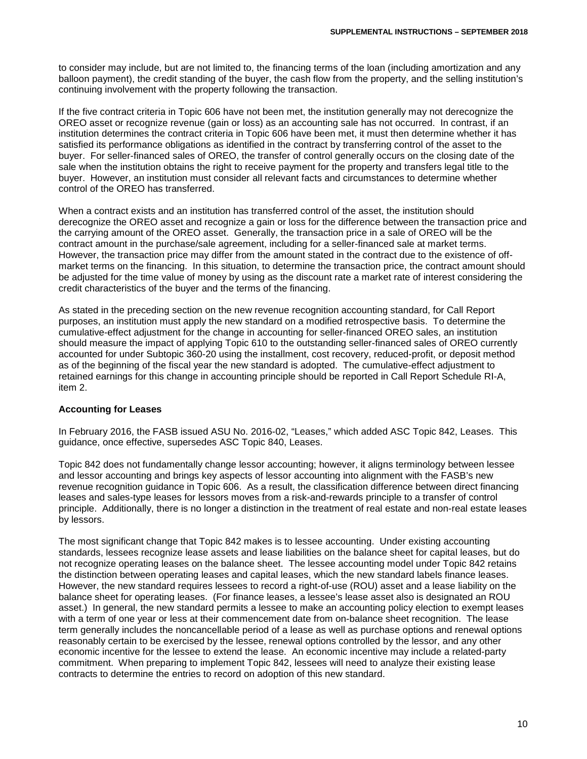to consider may include, but are not limited to, the financing terms of the loan (including amortization and any balloon payment), the credit standing of the buyer, the cash flow from the property, and the selling institution's continuing involvement with the property following the transaction.

If the five contract criteria in Topic 606 have not been met, the institution generally may not derecognize the OREO asset or recognize revenue (gain or loss) as an accounting sale has not occurred. In contrast, if an institution determines the contract criteria in Topic 606 have been met, it must then determine whether it has satisfied its performance obligations as identified in the contract by transferring control of the asset to the buyer. For seller-financed sales of OREO, the transfer of control generally occurs on the closing date of the sale when the institution obtains the right to receive payment for the property and transfers legal title to the buyer. However, an institution must consider all relevant facts and circumstances to determine whether control of the OREO has transferred.

When a contract exists and an institution has transferred control of the asset, the institution should derecognize the OREO asset and recognize a gain or loss for the difference between the transaction price and the carrying amount of the OREO asset. Generally, the transaction price in a sale of OREO will be the contract amount in the purchase/sale agreement, including for a seller-financed sale at market terms. However, the transaction price may differ from the amount stated in the contract due to the existence of off-market terms on the financing. In this situation, to determine the transaction price, the contract amount should be adjusted for the time value of money by using as the discount rate a market rate of interest considering the credit characteristics of the buyer and the terms of the financing.

As stated in the preceding section on the new revenue recognition accounting standard, for Call Report purposes, an institution must apply the new standard on a modified retrospective basis. To determine the cumulative-effect adjustment for the change in accounting for seller-financed OREO sales, an institution should measure the impact of applying Topic 610 to the outstanding seller-financed sales of OREO currently accounted for under Subtopic 360-20 using the installment, cost recovery, reduced-profit, or deposit method as of the beginning of the fiscal year the new standard is adopted. The cumulative-effect adjustment to retained earnings for this change in accounting principle should be reported in Call Report Schedule RI-A, item 2.

**Accounting for Leases**

In February 2016, the FASB issued ASU No. 2016-02, "Leases," which added ASC Topic 842, Leases. This guidance, once effective, supersedes ASC Topic 840, Leases.

Topic 842 does not fundamentally change lessor accounting; however, it aligns terminology between lessee and lessor accounting and brings key aspects of lessor accounting into alignment with the FASB's new revenue recognition guidance in Topic 606. As a result, the classification difference between direct financing leases and sales-type leases for lessors moves from a risk-and-rewards principle to a transfer of control principle. Additionally, there is no longer a distinction in the treatment of real estate and non-real estate leases by lessors.

The most significant change that Topic 842 makes is to lessee accounting. Under existing accounting standards, lessees recognize lease assets and lease liabilities on the balance sheet for capital leases, but do not recognize operating leases on the balance sheet. The lessee accounting model under Topic 842 retains the distinction between operating leases and capital leases, which the new standard labels finance leases. However, the new standard requires lessees to record a right-of-use (ROU) asset and a lease liability on the balance sheet for operating leases. (For finance leases, a lessee's lease asset also is designated an ROU asset.) In general, the new standard permits a lessee to make an accounting policy election to exempt leases with a term of one year or less at their commencement date from on-balance sheet recognition. The lease term generally includes the noncancellable period of a lease as well as purchase options and renewal options reasonably certain to be exercised by the lessee, renewal options controlled by the lessor, and any other economic incentive for the lessee to extend the lease. An economic incentive may include a related-party commitment. When preparing to implement Topic 842, lessees will need to analyze their existing lease contracts to determine the entries to record on adoption of this new standard.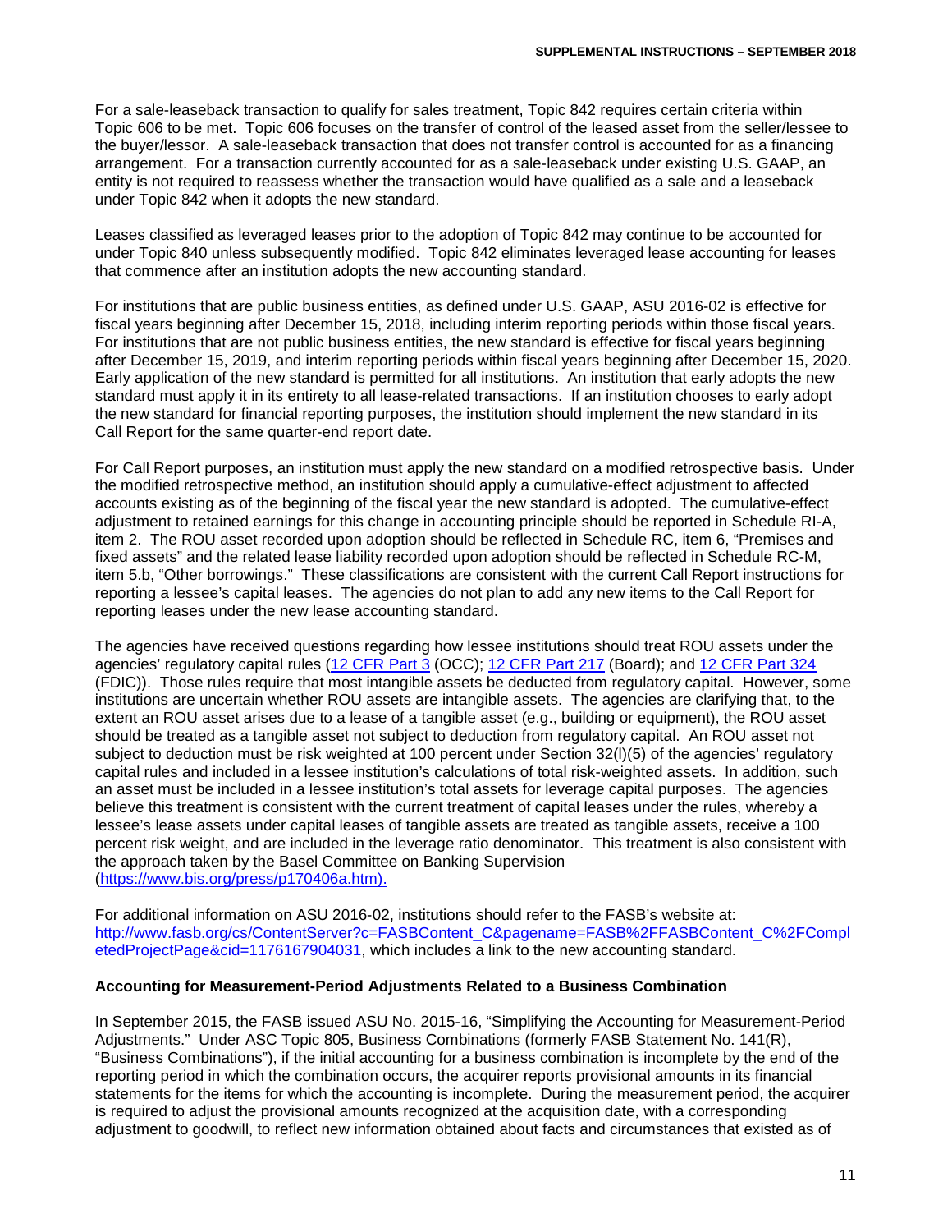For a sale-leaseback transaction to qualify for sales treatment, Topic 842 requires certain criteria within Topic 606 to be met. Topic 606 focuses on the transfer of control of the leased asset from the seller/lessee to the buyer/lessor. A sale-leaseback transaction that does not transfer control is accounted for as a financing arrangement. For a transaction currently accounted for as a sale-leaseback under existing U.S. GAAP, an entity is not required to reassess whether the transaction would have qualified as a sale and a leaseback under Topic 842 when it adopts the new standard.

Leases classified as leveraged leases prior to the adoption of Topic 842 may continue to be accounted for under Topic 840 unless subsequently modified. Topic 842 eliminates leveraged lease accounting for leases that commence after an institution adopts the new accounting standard.

For institutions that are public business entities, as defined under U.S. GAAP, ASU 2016-02 is effective for fiscal years beginning after December 15, 2018, including interim reporting periods within those fiscal years. For institutions that are not public business entities, the new standard is effective for fiscal years beginning after December 15, 2019, and interim reporting periods within fiscal years beginning after December 15, 2020. Early application of the new standard is permitted for all institutions. An institution that early adopts the new standard must apply it in its entirety to all lease-related transactions. If an institution chooses to early adopt the new standard for financial reporting purposes, the institution should implement the new standard in its Call Report for the same quarter-end report date.

For Call Report purposes, an institution must apply the new standard on a modified retrospective basis. Under the modified retrospective method, an institution should apply a cumulative-effect adjustment to affected accounts existing as of the beginning of the fiscal year the new standard is adopted. The cumulative-effect adjustment to retained earnings for this change in accounting principle should be reported in Schedule RI-A, item 2. The ROU asset recorded upon adoption should be reflected in Schedule RC, item 6, "Premises and fixed assets" and the related lease liability recorded upon adoption should be reflected in Schedule RC-M, item 5.b, "Other borrowings." These classifications are consistent with the current Call Report instructions for reporting a lessee's capital leases. The agencies do not plan to add any new items to the Call Report for reporting leases under the new lease accounting standard.

The agencies have received questions regarding how lessee institutions should treat ROU assets under the agencies' regulatory capital rules (12 CFR Part 3 (OCC); 12 CFR Part 217 (Board); and 12 CFR Part 324 (FDIC)). Those rules require that most intangible assets be deducted from regulatory capital. However, some institutions are uncertain whether ROU assets are intangible assets. The agencies are clarifying that, to the extent an ROU asset arises due to a lease of a tangible asset (e.g., building or equipment), the ROU asset should be treated as a tangible asset not subject to deduction from regulatory capital. An ROU asset not subject to deduction must be risk weighted at 100 percent under Section 32(l)(5) of the agencies' regulatory capital rules and included in a lessee institution's calculations of total risk-weighted assets. In addition, such an asset must be included in a lessee institution's total assets for leverage capital purposes. The agencies believe this treatment is consistent with the current treatment of capital leases under the rules, whereby a lessee's lease assets under capital leases of tangible assets are treated as tangible assets, receive a 100 percent risk weight, and are included in the leverage ratio denominator. This treatment is also consistent with the approach taken by the Basel Committee on Banking Supervision (https://www.bis.org/press/p170406a.htm).

For additional information on ASU 2016-02, institutions should refer to the FASB's website at: http://www.fasb.org/cs/ContentServer?c=FASBContent_C&pagename=FASB%2FFASBContent_C%2FCompletedProjectPage&cid=1176167904031, which includes a link to the new accounting standard.

**Accounting for Measurement-Period Adjustments Related to a Business Combination**

In September 2015, the FASB issued ASU No. 2015-16, "Simplifying the Accounting for Measurement-Period Adjustments." Under ASC Topic 805, Business Combinations (formerly FASB Statement No. 141(R), "Business Combinations"), if the initial accounting for a business combination is incomplete by the end of the reporting period in which the combination occurs, the acquirer reports provisional amounts in its financial statements for the items for which the accounting is incomplete. During the measurement period, the acquirer is required to adjust the provisional amounts recognized at the acquisition date, with a corresponding adjustment to goodwill, to reflect new information obtained about facts and circumstances that existed as of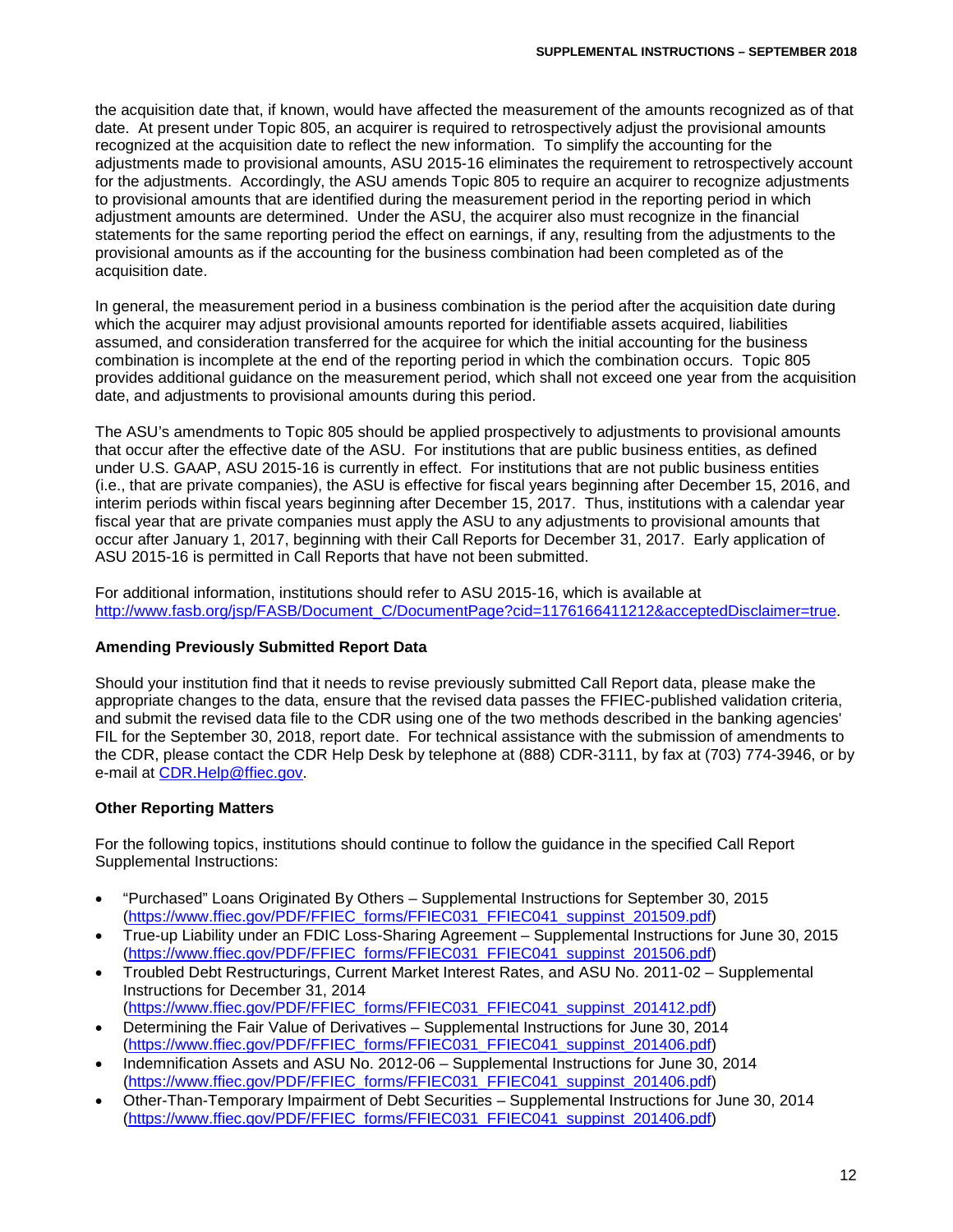the acquisition date that, if known, would have affected the measurement of the amounts recognized as of that date. At present under Topic 805, an acquirer is required to retrospectively adjust the provisional amounts recognized at the acquisition date to reflect the new information. To simplify the accounting for the adjustments made to provisional amounts, ASU 2015-16 eliminates the requirement to retrospectively account for the adjustments. Accordingly, the ASU amends Topic 805 to require an acquirer to recognize adjustments to provisional amounts that are identified during the measurement period in the reporting period in which adjustment amounts are determined. Under the ASU, the acquirer also must recognize in the financial statements for the same reporting period the effect on earnings, if any, resulting from the adjustments to the provisional amounts as if the accounting for the business combination had been completed as of the acquisition date.

In general, the measurement period in a business combination is the period after the acquisition date during which the acquirer may adjust provisional amounts reported for identifiable assets acquired, liabilities assumed, and consideration transferred for the acquiree for which the initial accounting for the business combination is incomplete at the end of the reporting period in which the combination occurs. Topic 805 provides additional guidance on the measurement period, which shall not exceed one year from the acquisition date, and adjustments to provisional amounts during this period.

The ASU's amendments to Topic 805 should be applied prospectively to adjustments to provisional amounts that occur after the effective date of the ASU. For institutions that are public business entities, as defined under U.S. GAAP, ASU 2015-16 is currently in effect. For institutions that are not public business entities (i.e., that are private companies), the ASU is effective for fiscal years beginning after December 15, 2016, and interim periods within fiscal years beginning after December 15, 2017. Thus, institutions with a calendar year fiscal year that are private companies must apply the ASU to any adjustments to provisional amounts that occur after January 1, 2017, beginning with their Call Reports for December 31, 2017. Early application of ASU 2015-16 is permitted in Call Reports that have not been submitted.

For additional information, institutions should refer to ASU 2015-16, which is available at http://www.fasb.org/jsp/FASB/Document_C/DocumentPage?cid=1176166411212&acceptedDisclaimer=true.

**Amending Previously Submitted Report Data**

Should your institution find that it needs to revise previously submitted Call Report data, please make the appropriate changes to the data, ensure that the revised data passes the FFIEC-published validation criteria, and submit the revised data file to the CDR using one of the two methods described in the banking agencies' FIL for the September 30, 2018, report date. For technical assistance with the submission of amendments to the CDR, please contact the CDR Help Desk by telephone at (888) CDR-3111, by fax at (703) 774-3946, or by e-mail at CDR.Help@ffiec.gov.

**Other Reporting Matters**

For the following topics, institutions should continue to follow the guidance in the specified Call Report Supplemental Instructions:

- "Purchased" Loans Originated By Others – Supplemental Instructions for September 30, 2015 (https://www.ffiec.gov/PDF/FFIEC_forms/FFIEC031_FFIEC041_suppinst_201509.pdf)
- True-up Liability under an FDIC Loss-Sharing Agreement – Supplemental Instructions for June 30, 2015 (https://www.ffiec.gov/PDF/FFIEC_forms/FFIEC031_FFIEC041_suppinst_201506.pdf)
- Troubled Debt Restructurings, Current Market Interest Rates, and ASU No. 2011-02 – Supplemental Instructions for December 31, 2014 (https://www.ffiec.gov/PDF/FFIEC_forms/FFIEC031_FFIEC041_suppinst_201412.pdf)
- Determining the Fair Value of Derivatives – Supplemental Instructions for June 30, 2014 (https://www.ffiec.gov/PDF/FFIEC_forms/FFIEC031_FFIEC041_suppinst_201406.pdf)
- Indemnification Assets and ASU No. 2012-06 – Supplemental Instructions for June 30, 2014 (https://www.ffiec.gov/PDF/FFIEC_forms/FFIEC031_FFIEC041_suppinst_201406.pdf)
- Other-Than-Temporary Impairment of Debt Securities – Supplemental Instructions for June 30, 2014 (https://www.ffiec.gov/PDF/FFIEC_forms/FFIEC031_FFIEC041_suppinst_201406.pdf)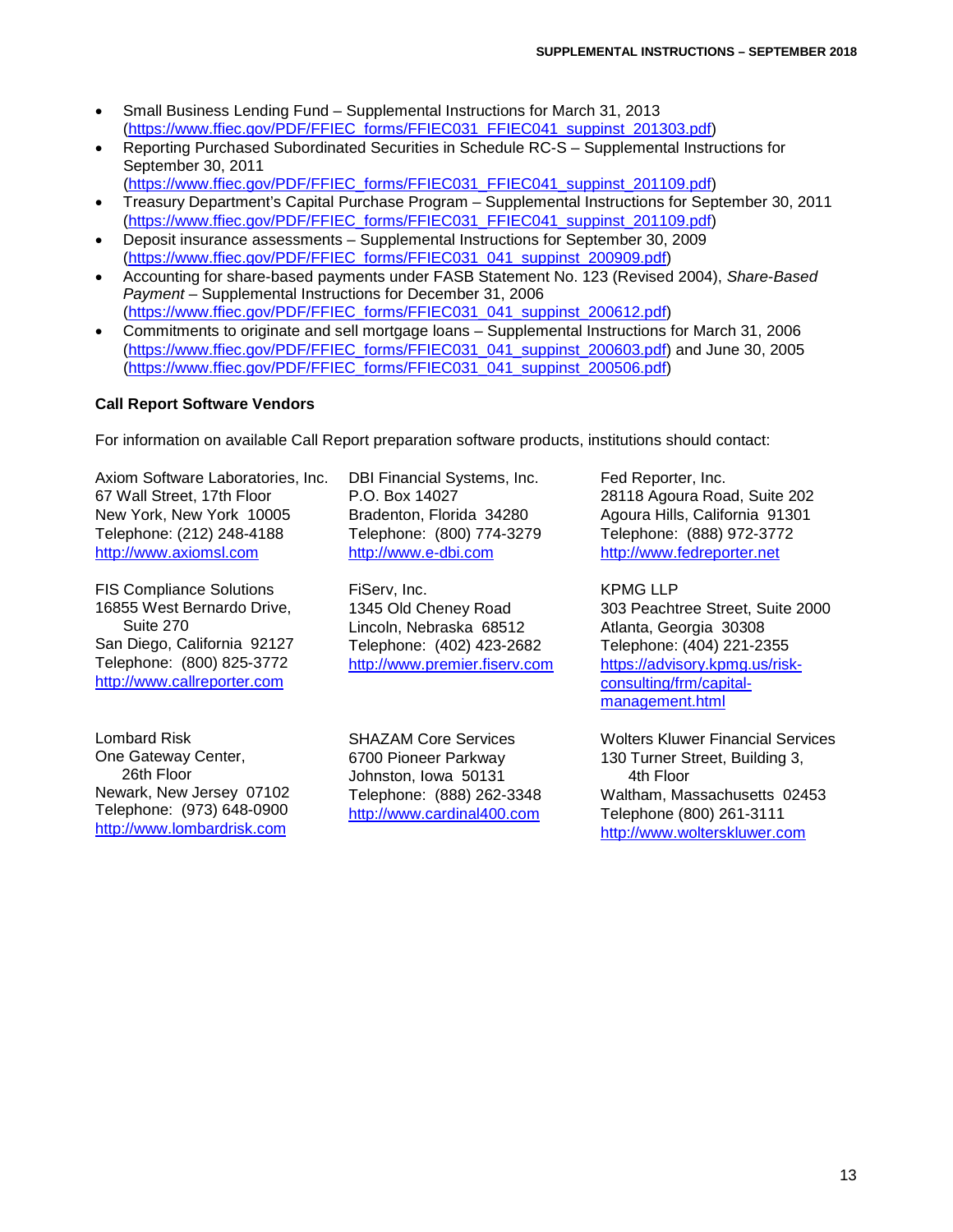- Small Business Lending Fund – Supplemental Instructions for March 31, 2013 (https://www.ffiec.gov/PDF/FFIEC_forms/FFIEC031_FFIEC041_suppinst_201303.pdf)
- Reporting Purchased Subordinated Securities in Schedule RC-S – Supplemental Instructions for September 30, 2011 (https://www.ffiec.gov/PDF/FFIEC_forms/FFIEC031_FFIEC041_suppinst_201109.pdf)
- Treasury Department's Capital Purchase Program – Supplemental Instructions for September 30, 2011 (https://www.ffiec.gov/PDF/FFIEC_forms/FFIEC031_FFIEC041_suppinst_201109.pdf)
- Deposit insurance assessments – Supplemental Instructions for September 30, 2009 (https://www.ffiec.gov/PDF/FFIEC_forms/FFIEC031_041_suppinst_200909.pdf)
- Accounting for share-based payments under FASB Statement No. 123 (Revised 2004), *Share-Based Payment* – Supplemental Instructions for December 31, 2006 (https://www.ffiec.gov/PDF/FFIEC_forms/FFIEC031_041_suppinst_200612.pdf)
- Commitments to originate and sell mortgage loans – Supplemental Instructions for March 31, 2006 (https://www.ffiec.gov/PDF/FFIEC_forms/FFIEC031_041_suppinst_200603.pdf) and June 30, 2005 (https://www.ffiec.gov/PDF/FFIEC_forms/FFIEC031_041_suppinst_200506.pdf)

**Call Report Software Vendors**

For information on available Call Report preparation software products, institutions should contact:

Axiom Software Laboratories, Inc.
67 Wall Street, 17th Floor
New York, New York 10005
Telephone: (212) 248-4188
http://www.axiomsl.com

DBI Financial Systems, Inc.
P.O. Box 14027
Bradenton, Florida 34280
Telephone: (800) 774-3279
http://www.e-dbi.com

Fed Reporter, Inc.
28118 Agoura Road, Suite 202
Agoura Hills, California 91301
Telephone: (888) 972-3772
http://www.fedreporter.net

FIS Compliance Solutions
16855 West Bernardo Drive, Suite 270
San Diego, California 92127
Telephone: (800) 825-3772
http://www.callreporter.com

FiServ, Inc.
1345 Old Cheney Road
Lincoln, Nebraska 68512
Telephone: (402) 423-2682
http://www.premier.fiserv.com

KPMG LLP
303 Peachtree Street, Suite 2000
Atlanta, Georgia 30308
Telephone: (404) 221-2355
https://advisory.kpmg.us/risk-consulting/frm/capital-management.html

Lombard Risk
One Gateway Center, 26th Floor
Newark, New Jersey 07102
Telephone: (973) 648-0900
http://www.lombardrisk.com

SHAZAM Core Services
6700 Pioneer Parkway
Johnston, Iowa 50131
Telephone: (888) 262-3348
http://www.cardinal400.com

Wolters Kluwer Financial Services
130 Turner Street, Building 3, 4th Floor
Waltham, Massachusetts 02453
Telephone (800) 261-3111
http://www.wolterskluwer.com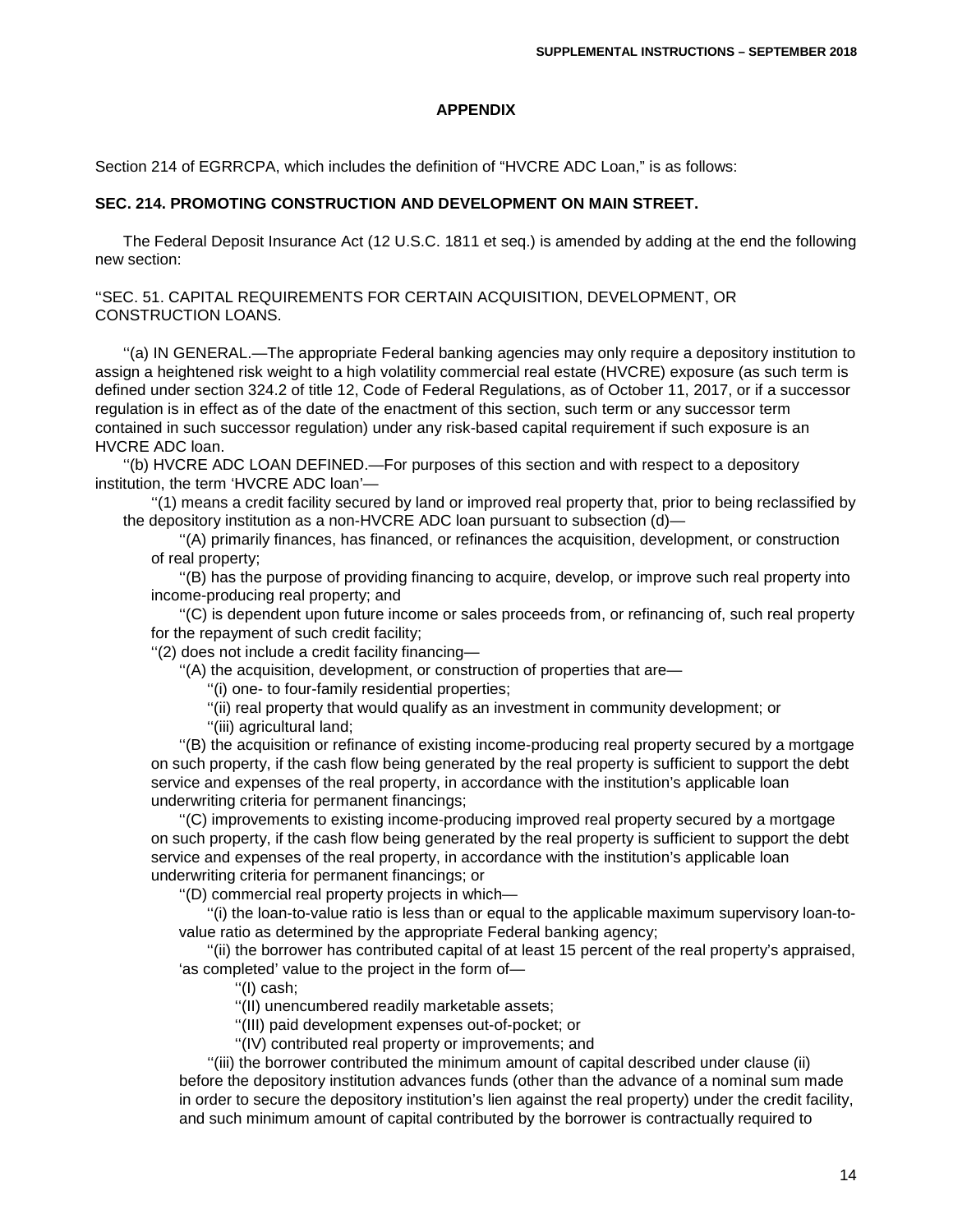## APPENDIX

Section 214 of EGRRCPA, which includes the definition of "HVCRE ADC Loan," is as follows:

**SEC. 214. PROMOTING CONSTRUCTION AND DEVELOPMENT ON MAIN STREET.**

The Federal Deposit Insurance Act (12 U.S.C. 1811 et seq.) is amended by adding at the end the following new section:

''SEC. 51. CAPITAL REQUIREMENTS FOR CERTAIN ACQUISITION, DEVELOPMENT, OR CONSTRUCTION LOANS.

''(a) IN GENERAL.—The appropriate Federal banking agencies may only require a depository institution to assign a heightened risk weight to a high volatility commercial real estate (HVCRE) exposure (as such term is defined under section 324.2 of title 12, Code of Federal Regulations, as of October 11, 2017, or if a successor regulation is in effect as of the date of the enactment of this section, such term or any successor term contained in such successor regulation) under any risk-based capital requirement if such exposure is an HVCRE ADC loan.

''(b) HVCRE ADC LOAN DEFINED.—For purposes of this section and with respect to a depository institution, the term 'HVCRE ADC loan'—

''(1) means a credit facility secured by land or improved real property that, prior to being reclassified by the depository institution as a non-HVCRE ADC loan pursuant to subsection (d)—

''(A) primarily finances, has financed, or refinances the acquisition, development, or construction of real property;

''(B) has the purpose of providing financing to acquire, develop, or improve such real property into income-producing real property; and

''(C) is dependent upon future income or sales proceeds from, or refinancing of, such real property for the repayment of such credit facility;

''(2) does not include a credit facility financing—

''(A) the acquisition, development, or construction of properties that are—

''(i) one- to four-family residential properties;

''(ii) real property that would qualify as an investment in community development; or

''(iii) agricultural land;

''(B) the acquisition or refinance of existing income-producing real property secured by a mortgage on such property, if the cash flow being generated by the real property is sufficient to support the debt service and expenses of the real property, in accordance with the institution's applicable loan underwriting criteria for permanent financings;

''(C) improvements to existing income-producing improved real property secured by a mortgage on such property, if the cash flow being generated by the real property is sufficient to support the debt service and expenses of the real property, in accordance with the institution's applicable loan underwriting criteria for permanent financings; or

''(D) commercial real property projects in which—

''(i) the loan-to-value ratio is less than or equal to the applicable maximum supervisory loan-to-value ratio as determined by the appropriate Federal banking agency;

''(ii) the borrower has contributed capital of at least 15 percent of the real property's appraised, 'as completed' value to the project in the form of—

''(I) cash;

''(II) unencumbered readily marketable assets;

''(III) paid development expenses out-of-pocket; or

''(IV) contributed real property or improvements; and

''(iii) the borrower contributed the minimum amount of capital described under clause (ii) before the depository institution advances funds (other than the advance of a nominal sum made in order to secure the depository institution's lien against the real property) under the credit facility, and such minimum amount of capital contributed by the borrower is contractually required to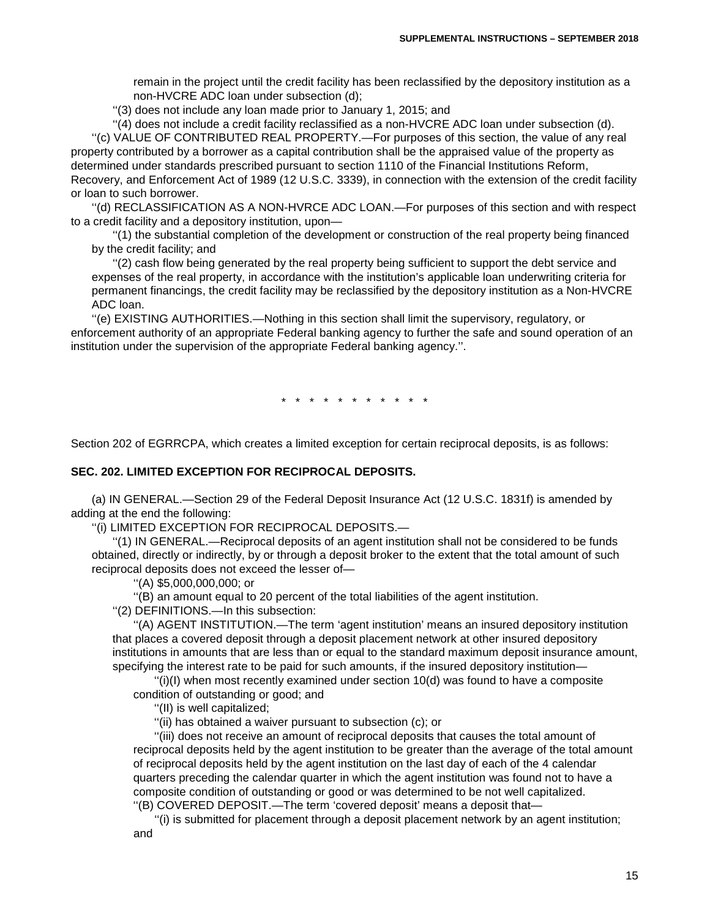remain in the project until the credit facility has been reclassified by the depository institution as a non-HVCRE ADC loan under subsection (d);

''(3) does not include any loan made prior to January 1, 2015; and

''(4) does not include a credit facility reclassified as a non-HVCRE ADC loan under subsection (d).

''(c) VALUE OF CONTRIBUTED REAL PROPERTY.—For purposes of this section, the value of any real property contributed by a borrower as a capital contribution shall be the appraised value of the property as determined under standards prescribed pursuant to section 1110 of the Financial Institutions Reform, Recovery, and Enforcement Act of 1989 (12 U.S.C. 3339), in connection with the extension of the credit facility or loan to such borrower.

''(d) RECLASSIFICATION AS A NON-HVRCE ADC LOAN.—For purposes of this section and with respect to a credit facility and a depository institution, upon—

''(1) the substantial completion of the development or construction of the real property being financed by the credit facility; and

''(2) cash flow being generated by the real property being sufficient to support the debt service and expenses of the real property, in accordance with the institution's applicable loan underwriting criteria for permanent financings, the credit facility may be reclassified by the depository institution as a Non-HVCRE ADC loan.

''(e) EXISTING AUTHORITIES.—Nothing in this section shall limit the supervisory, regulatory, or enforcement authority of an appropriate Federal banking agency to further the safe and sound operation of an institution under the supervision of the appropriate Federal banking agency.''.

\* \* \* \* \* \* \* \* \* \* \*

Section 202 of EGRRCPA, which creates a limited exception for certain reciprocal deposits, is as follows:

**SEC. 202. LIMITED EXCEPTION FOR RECIPROCAL DEPOSITS.**

(a) IN GENERAL.—Section 29 of the Federal Deposit Insurance Act (12 U.S.C. 1831f) is amended by adding at the end the following:

''(i) LIMITED EXCEPTION FOR RECIPROCAL DEPOSITS.—

''(1) IN GENERAL.—Reciprocal deposits of an agent institution shall not be considered to be funds obtained, directly or indirectly, by or through a deposit broker to the extent that the total amount of such reciprocal deposits does not exceed the lesser of—

''(A) $5,000,000,000; or

''(B) an amount equal to 20 percent of the total liabilities of the agent institution.

''(2) DEFINITIONS.—In this subsection:

''(A) AGENT INSTITUTION.—The term 'agent institution' means an insured depository institution that places a covered deposit through a deposit placement network at other insured depository institutions in amounts that are less than or equal to the standard maximum deposit insurance amount, specifying the interest rate to be paid for such amounts, if the insured depository institution—

''(i)(I) when most recently examined under section 10(d) was found to have a composite condition of outstanding or good; and

''(II) is well capitalized;

''(ii) has obtained a waiver pursuant to subsection (c); or

''(iii) does not receive an amount of reciprocal deposits that causes the total amount of reciprocal deposits held by the agent institution to be greater than the average of the total amount of reciprocal deposits held by the agent institution on the last day of each of the 4 calendar quarters preceding the calendar quarter in which the agent institution was found not to have a composite condition of outstanding or good or was determined to be not well capitalized.

''(B) COVERED DEPOSIT.—The term 'covered deposit' means a deposit that—

''(i) is submitted for placement through a deposit placement network by an agent institution; and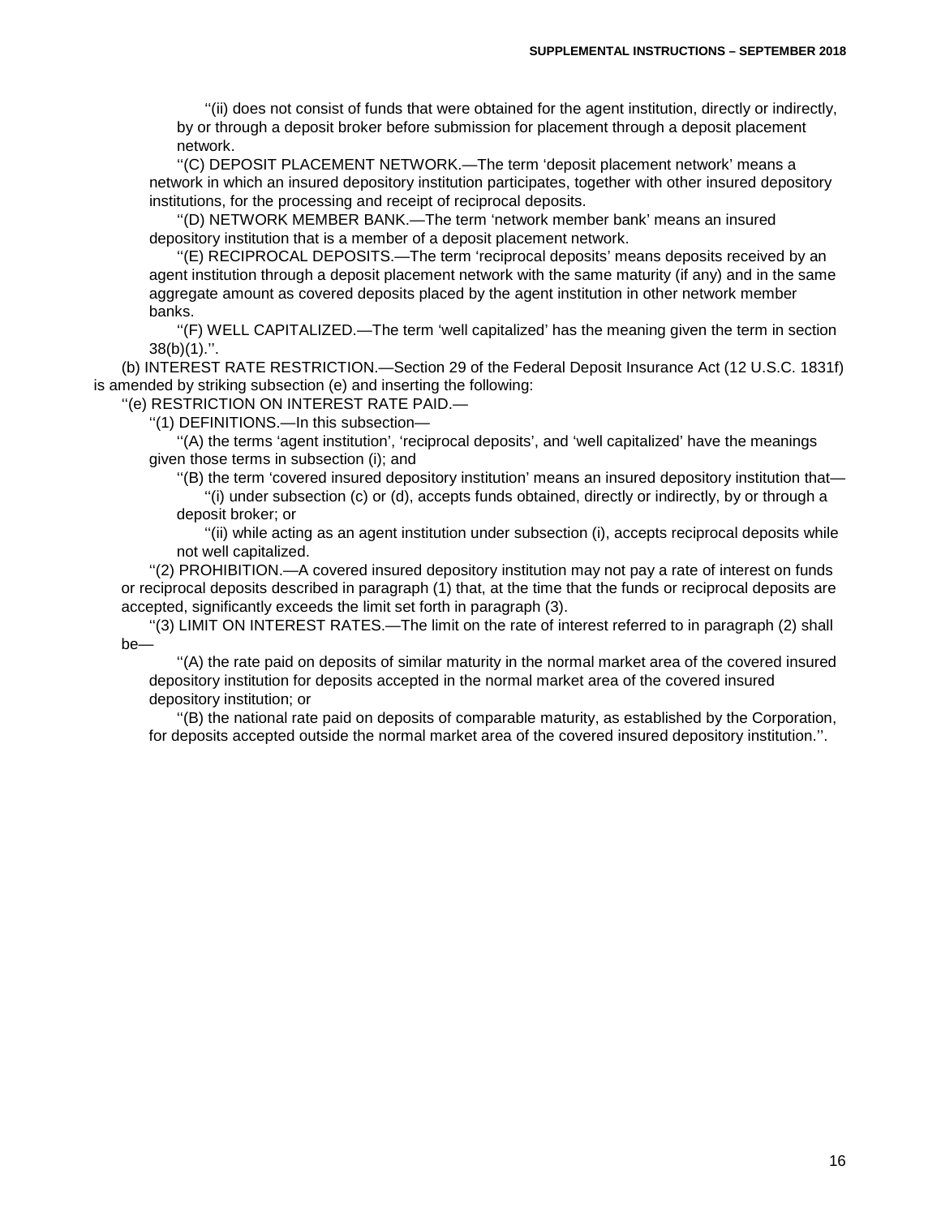''(ii) does not consist of funds that were obtained for the agent institution, directly or indirectly, by or through a deposit broker before submission for placement through a deposit placement network.

''(C) DEPOSIT PLACEMENT NETWORK.—The term 'deposit placement network' means a network in which an insured depository institution participates, together with other insured depository institutions, for the processing and receipt of reciprocal deposits.

''(D) NETWORK MEMBER BANK.—The term 'network member bank' means an insured depository institution that is a member of a deposit placement network.

''(E) RECIPROCAL DEPOSITS.—The term 'reciprocal deposits' means deposits received by an agent institution through a deposit placement network with the same maturity (if any) and in the same aggregate amount as covered deposits placed by the agent institution in other network member banks.

''(F) WELL CAPITALIZED.—The term 'well capitalized' has the meaning given the term in section 38(b)(1).''.

(b) INTEREST RATE RESTRICTION.—Section 29 of the Federal Deposit Insurance Act (12 U.S.C. 1831f) is amended by striking subsection (e) and inserting the following:

''(e) RESTRICTION ON INTEREST RATE PAID.—

''(1) DEFINITIONS.—In this subsection—

''(A) the terms 'agent institution', 'reciprocal deposits', and 'well capitalized' have the meanings given those terms in subsection (i); and

''(B) the term 'covered insured depository institution' means an insured depository institution that—

''(i) under subsection (c) or (d), accepts funds obtained, directly or indirectly, by or through a deposit broker; or

''(ii) while acting as an agent institution under subsection (i), accepts reciprocal deposits while not well capitalized.

''(2) PROHIBITION.—A covered insured depository institution may not pay a rate of interest on funds or reciprocal deposits described in paragraph (1) that, at the time that the funds or reciprocal deposits are accepted, significantly exceeds the limit set forth in paragraph (3).

''(3) LIMIT ON INTEREST RATES.—The limit on the rate of interest referred to in paragraph (2) shall be—

''(A) the rate paid on deposits of similar maturity in the normal market area of the covered insured depository institution for deposits accepted in the normal market area of the covered insured depository institution; or

''(B) the national rate paid on deposits of comparable maturity, as established by the Corporation, for deposits accepted outside the normal market area of the covered insured depository institution.''.